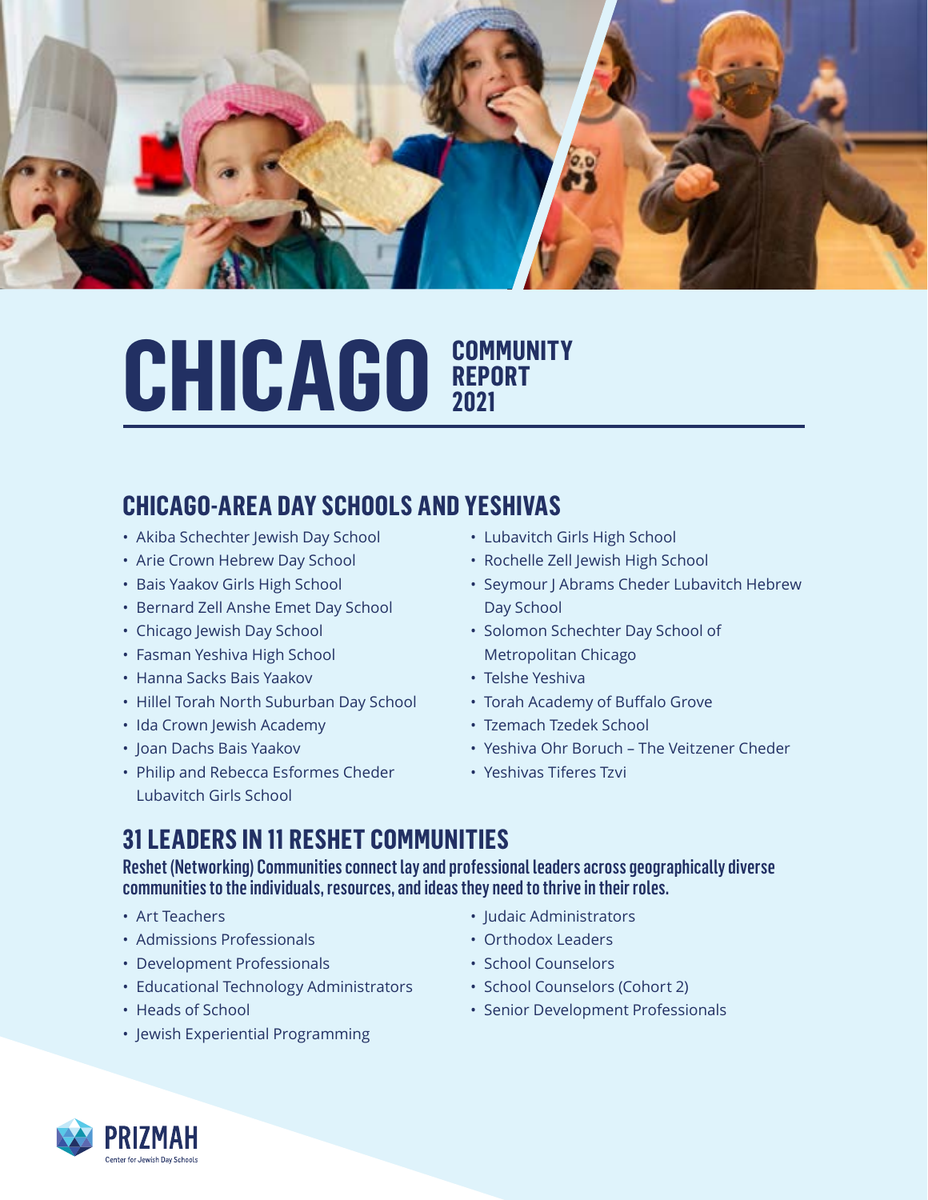# CHICAGO COMMUNITY REPORT 2021

## CHICAGO-AREA DAY SCHOOLS AND YESHIVAS

- Akiba Schechter Jewish Day School
- Arie Crown Hebrew Day School
- Bais Yaakov Girls High School
- Bernard Zell Anshe Emet Day School
- Chicago Jewish Day School
- Fasman Yeshiva High School
- Hanna Sacks Bais Yaakov
- Hillel Torah North Suburban Day School
- Ida Crown Jewish Academy
- Joan Dachs Bais Yaakov
- Philip and Rebecca Esformes Cheder Lubavitch Girls School
- Lubavitch Girls High School
- Rochelle Zell Jewish High School
- Seymour J Abrams Cheder Lubavitch Hebrew Day School
- Solomon Schechter Day School of Metropolitan Chicago
- Telshe Yeshiva
- Torah Academy of Buffalo Grove
- Tzemach Tzedek School
- Yeshiva Ohr Boruch – The Veitzener Cheder
- Yeshivas Tiferes Tzvi

## 31 LEADERS IN 11 RESHET COMMUNITIES

**Reshet (Networking) Communities connect lay and professional leaders across geographically diverse communities to the individuals, resources, and ideas they need to thrive in their roles.**

- Art Teachers
- Admissions Professionals
- Development Professionals
- Educational Technology Administrators
- Heads of School
- Jewish Experiential Programming
- Judaic Administrators
- Orthodox Leaders
- School Counselors
- School Counselors (Cohort 2)
- Senior Development Professionals

PRIZMAH
Center for Jewish Day Schools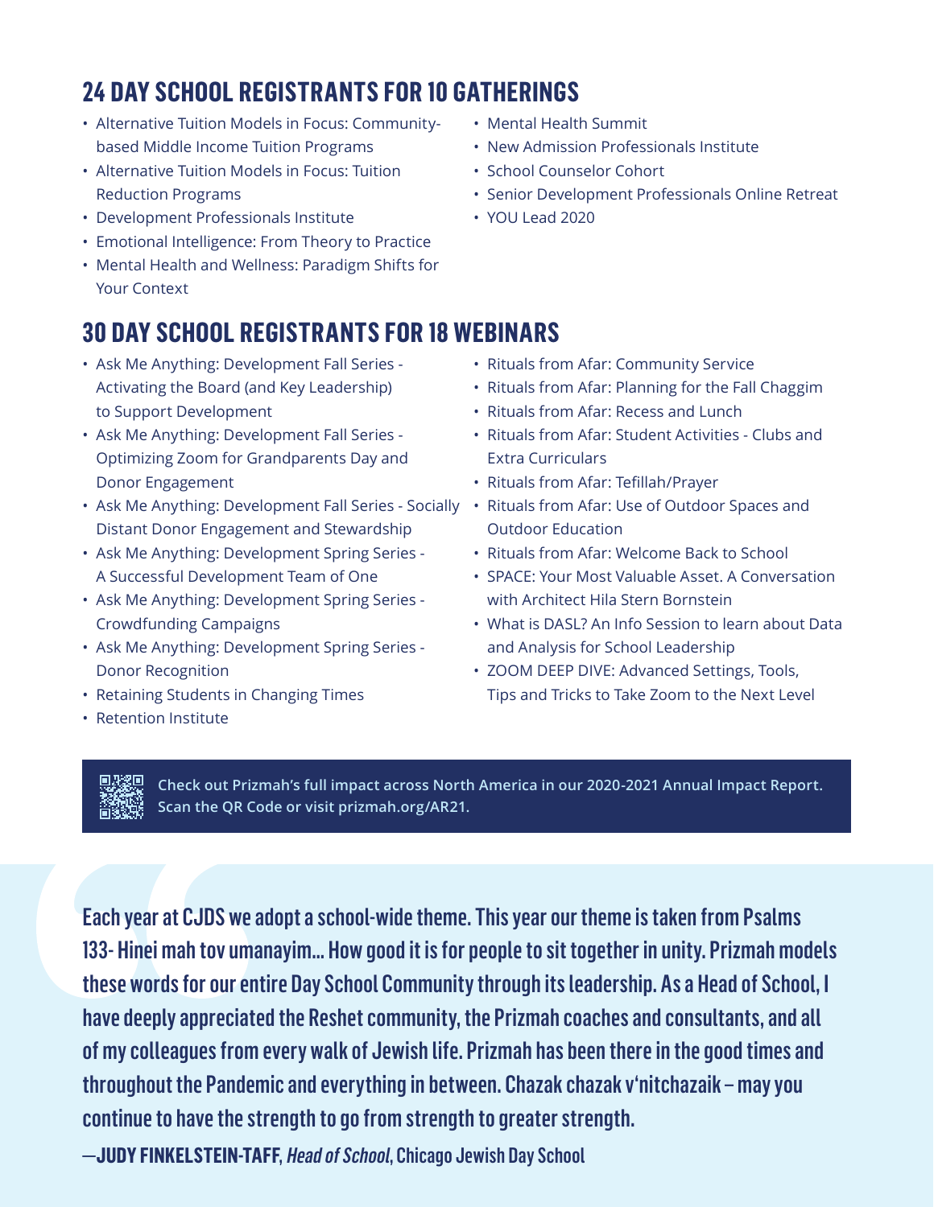## 24 DAY SCHOOL REGISTRANTS FOR 10 GATHERINGS

- Alternative Tuition Models in Focus: Community-based Middle Income Tuition Programs
- Alternative Tuition Models in Focus: Tuition Reduction Programs
- Development Professionals Institute
- Emotional Intelligence: From Theory to Practice
- Mental Health and Wellness: Paradigm Shifts for Your Context
- Mental Health Summit
- New Admission Professionals Institute
- School Counselor Cohort
- Senior Development Professionals Online Retreat
- YOU Lead 2020

## 30 DAY SCHOOL REGISTRANTS FOR 18 WEBINARS

- Ask Me Anything: Development Fall Series - Activating the Board (and Key Leadership) to Support Development
- Ask Me Anything: Development Fall Series - Optimizing Zoom for Grandparents Day and Donor Engagement
- Ask Me Anything: Development Fall Series - Socially Distant Donor Engagement and Stewardship
- Ask Me Anything: Development Spring Series - A Successful Development Team of One
- Ask Me Anything: Development Spring Series - Crowdfunding Campaigns
- Ask Me Anything: Development Spring Series - Donor Recognition
- Retaining Students in Changing Times
- Retention Institute
- Rituals from Afar: Community Service
- Rituals from Afar: Planning for the Fall Chaggim
- Rituals from Afar: Recess and Lunch
- Rituals from Afar: Student Activities - Clubs and Extra Curriculars
- Rituals from Afar: Tefillah/Prayer
- Rituals from Afar: Use of Outdoor Spaces and Outdoor Education
- Rituals from Afar: Welcome Back to School
- SPACE: Your Most Valuable Asset. A Conversation with Architect Hila Stern Bornstein
- What is DASL? An Info Session to learn about Data and Analysis for School Leadership
- ZOOM DEEP DIVE: Advanced Settings, Tools, Tips and Tricks to Take Zoom to the Next Level

**Check out Prizmah's full impact across North America in our 2020-2021 Annual Impact Report. Scan the QR Code or visit prizmah.org/AR21.**

**Each year at CJDS we adopt a school-wide theme. This year our theme is taken from Psalms 133- Hinei mah tov umanayim... How good it is for people to sit together in unity. Prizmah models these words for our entire Day School Community through its leadership. As a Head of School, I have deeply appreciated the Reshet community, the Prizmah coaches and consultants, and all of my colleagues from every walk of Jewish life. Prizmah has been there in the good times and throughout the Pandemic and everything in between. Chazak chazak v'nitchazaik – may you continue to have the strength to go from strength to greater strength.**

—**JUDY FINKELSTEIN-TAFF**, *Head of School*, Chicago Jewish Day School